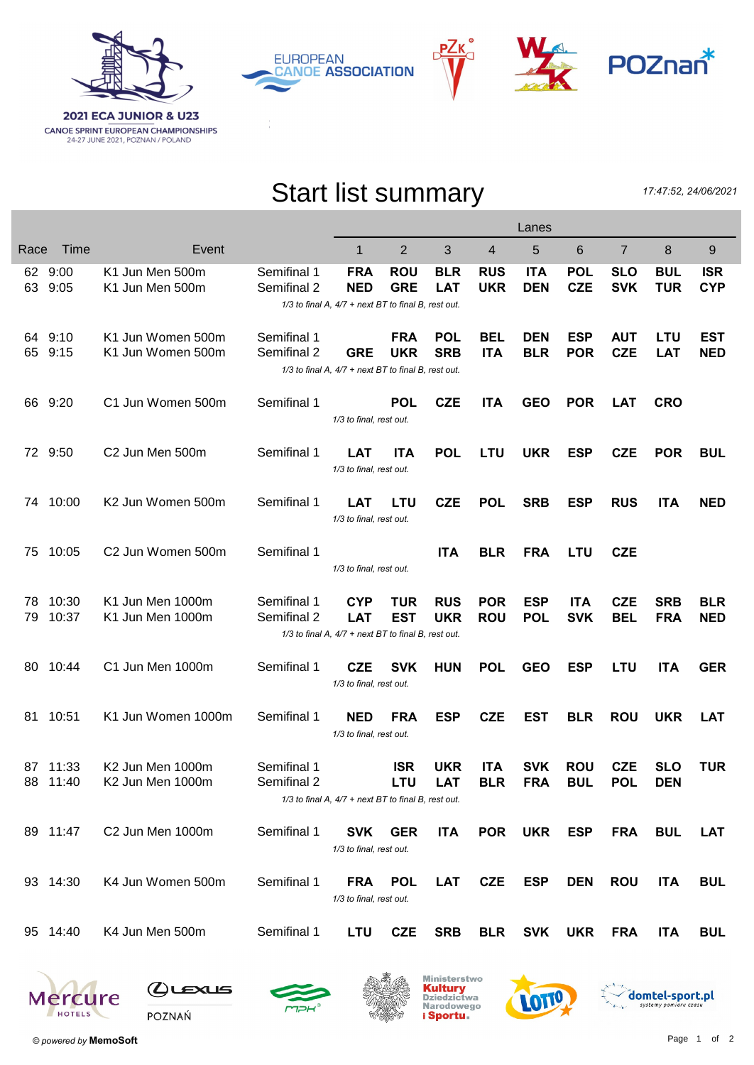**2021 ECA JUNIOR & U23**
CANOE SPRINT EUROPEAN CHAMPIONSHIPS
24-27 JUNE 2021, POZNAN / POLAND

# Start list summary

*17:47:52, 24/06/2021*

| Race | Time | Event | | Lane 1 | Lane 2 | Lane 3 | Lane 4 | Lane 5 | Lane 6 | Lane 7 | Lane 8 | Lane 9 |
|---|---|---|---|---|---|---|---|---|---|---|---|---|
| 62 | 9:00 | K1 Jun Men 500m | Semifinal 1 | **FRA** | **ROU** | **BLR** | **RUS** | **ITA** | **POL** | **SLO** | **BUL** | **ISR** |
| 63 | 9:05 | K1 Jun Men 500m | Semifinal 2 | **NED** | **GRE** | **LAT** | **UKR** | **DEN** | **CZE** | **SVK** | **TUR** | **CYP** |
| | | | *1/3 to final A, 4/7 + next BT to final B, rest out.* | | | | | | | | | |
| 64 | 9:10 | K1 Jun Women 500m | Semifinal 1 | | **FRA** | **POL** | **BEL** | **DEN** | **ESP** | **AUT** | **LTU** | **EST** |
| 65 | 9:15 | K1 Jun Women 500m | Semifinal 2 | **GRE** | **UKR** | **SRB** | **ITA** | **BLR** | **POR** | **CZE** | **LAT** | **NED** |
| | | | *1/3 to final A, 4/7 + next BT to final B, rest out.* | | | | | | | | | |
| 66 | 9:20 | C1 Jun Women 500m | Semifinal 1 | | **POL** | **CZE** | **ITA** | **GEO** | **POR** | **LAT** | **CRO** | |
| | | | *1/3 to final, rest out.* | | | | | | | | | |
| 72 | 9:50 | C2 Jun Men 500m | Semifinal 1 | **LAT** | **ITA** | **POL** | **LTU** | **UKR** | **ESP** | **CZE** | **POR** | **BUL** |
| | | | *1/3 to final, rest out.* | | | | | | | | | |
| 74 | 10:00 | K2 Jun Women 500m | Semifinal 1 | **LAT** | **LTU** | **CZE** | **POL** | **SRB** | **ESP** | **RUS** | **ITA** | **NED** |
| | | | *1/3 to final, rest out.* | | | | | | | | | |
| 75 | 10:05 | C2 Jun Women 500m | Semifinal 1 | | | **ITA** | **BLR** | **FRA** | **LTU** | **CZE** | | |
| | | | *1/3 to final, rest out.* | | | | | | | | | |
| 78 | 10:30 | K1 Jun Men 1000m | Semifinal 1 | **CYP** | **TUR** | **RUS** | **POR** | **ESP** | **ITA** | **CZE** | **SRB** | **BLR** |
| 79 | 10:37 | K1 Jun Men 1000m | Semifinal 2 | **LAT** | **EST** | **UKR** | **ROU** | **POL** | **SVK** | **BEL** | **FRA** | **NED** |
| | | | *1/3 to final A, 4/7 + next BT to final B, rest out.* | | | | | | | | | |
| 80 | 10:44 | C1 Jun Men 1000m | Semifinal 1 | **CZE** | **SVK** | **HUN** | **POL** | **GEO** | **ESP** | **LTU** | **ITA** | **GER** |
| | | | *1/3 to final, rest out.* | | | | | | | | | |
| 81 | 10:51 | K1 Jun Women 1000m | Semifinal 1 | **NED** | **FRA** | **ESP** | **CZE** | **EST** | **BLR** | **ROU** | **UKR** | **LAT** |
| | | | *1/3 to final, rest out.* | | | | | | | | | |
| 87 | 11:33 | K2 Jun Men 1000m | Semifinal 1 | | **ISR** | **UKR** | **ITA** | **SVK** | **ROU** | **CZE** | **SLO** | **TUR** |
| 88 | 11:40 | K2 Jun Men 1000m | Semifinal 2 | | **LTU** | **LAT** | **BLR** | **FRA** | **BUL** | **POL** | **DEN** | |
| | | | *1/3 to final A, 4/7 + next BT to final B, rest out.* | | | | | | | | | |
| 89 | 11:47 | C2 Jun Men 1000m | Semifinal 1 | **SVK** | **GER** | **ITA** | **POR** | **UKR** | **ESP** | **FRA** | **BUL** | **LAT** |
| | | | *1/3 to final, rest out.* | | | | | | | | | |
| 93 | 14:30 | K4 Jun Women 500m | Semifinal 1 | **FRA** | **POL** | **LAT** | **CZE** | **ESP** | **DEN** | **ROU** | **ITA** | **BUL** |
| | | | *1/3 to final, rest out.* | | | | | | | | | |
| 95 | 14:40 | K4 Jun Men 500m | Semifinal 1 | **LTU** | **CZE** | **SRB** | **BLR** | **SVK** | **UKR** | **FRA** | **ITA** | **BUL** |

*© powered by* **MemoSoft**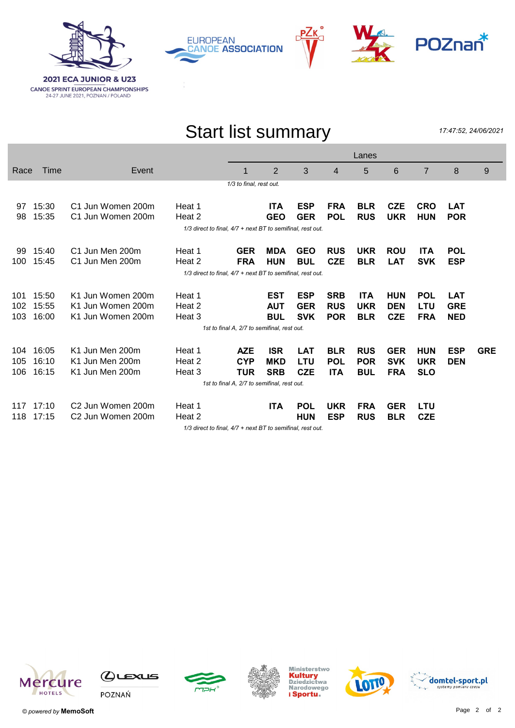2021 ECA JUNIOR & U23
CANOE SPRINT EUROPEAN CHAMPIONSHIPS
24-27 JUNE 2021, POZNAN / POLAND

# Start list summary

*17:47:52, 24/06/2021*

| Race | Time | Event | | Lanes 1 | 2 | 3 | 4 | 5 | 6 | 7 | 8 | 9 |
|---|---|---|---|---|---|---|---|---|---|---|---|---|
| | | | | *1/3 to final, rest out.* | | | | | | | | |
| 97 | 15:30 | C1 Jun Women 200m | Heat 1 | | **ITA** | **ESP** | **FRA** | **BLR** | **CZE** | **CRO** | **LAT** | |
| 98 | 15:35 | C1 Jun Women 200m | Heat 2 | | **GEO** | **GER** | **POL** | **RUS** | **UKR** | **HUN** | **POR** | |
| | | | | *1/3 direct to final, 4/7 + next BT to semifinal, rest out.* | | | | | | | | |
| 99 | 15:40 | C1 Jun Men 200m | Heat 1 | **GER** | **MDA** | **GEO** | **RUS** | **UKR** | **ROU** | **ITA** | **POL** | |
| 100 | 15:45 | C1 Jun Men 200m | Heat 2 | **FRA** | **HUN** | **BUL** | **CZE** | **BLR** | **LAT** | **SVK** | **ESP** | |
| | | | | *1/3 direct to final, 4/7 + next BT to semifinal, rest out.* | | | | | | | | |
| 101 | 15:50 | K1 Jun Women 200m | Heat 1 | | **EST** | **ESP** | **SRB** | **ITA** | **HUN** | **POL** | **LAT** | |
| 102 | 15:55 | K1 Jun Women 200m | Heat 2 | | **AUT** | **GER** | **RUS** | **UKR** | **DEN** | **LTU** | **GRE** | |
| 103 | 16:00 | K1 Jun Women 200m | Heat 3 | | **BUL** | **SVK** | **POR** | **BLR** | **CZE** | **FRA** | **NED** | |
| | | | | *1st to final A, 2/7 to semifinal, rest out.* | | | | | | | | |
| 104 | 16:05 | K1 Jun Men 200m | Heat 1 | **AZE** | **ISR** | **LAT** | **BLR** | **RUS** | **GER** | **HUN** | **ESP** | **GRE** |
| 105 | 16:10 | K1 Jun Men 200m | Heat 2 | **CYP** | **MKD** | **LTU** | **POL** | **POR** | **SVK** | **UKR** | **DEN** | |
| 106 | 16:15 | K1 Jun Men 200m | Heat 3 | **TUR** | **SRB** | **CZE** | **ITA** | **BUL** | **FRA** | **SLO** | | |
| | | | | *1st to final A, 2/7 to semifinal, rest out.* | | | | | | | | |
| 117 | 17:10 | C2 Jun Women 200m | Heat 1 | | **ITA** | **POL** | **UKR** | **FRA** | **GER** | **LTU** | | |
| 118 | 17:15 | C2 Jun Women 200m | Heat 2 | | | **HUN** | **ESP** | **RUS** | **BLR** | **CZE** | | |
| | | | | *1/3 direct to final, 4/7 + next BT to semifinal, rest out.* | | | | | | | | |

© *powered by* **MemoSoft**